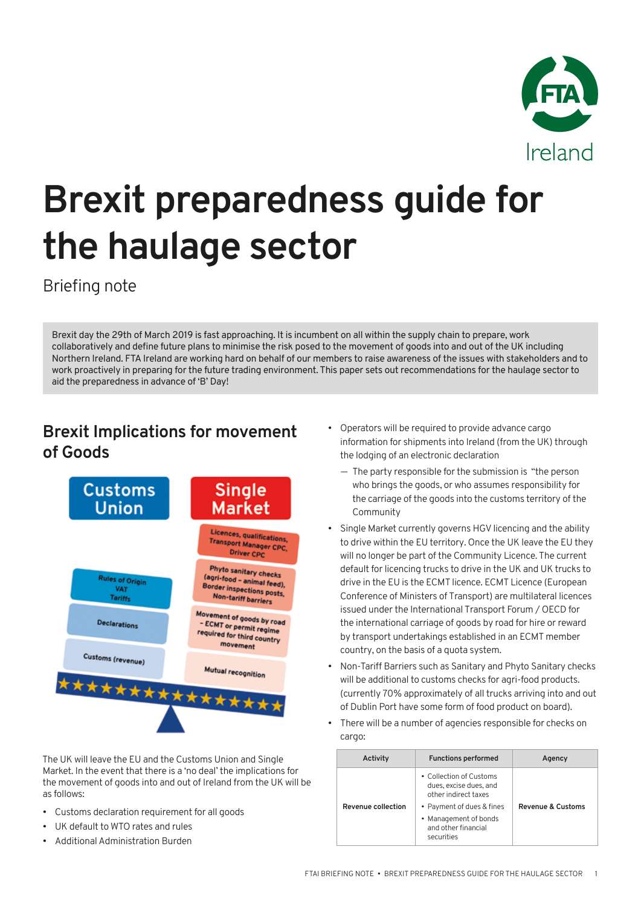# Brexit preparedness guide for the haulage sector

Briefing note

Brexit day the 29th of March 2019 is fast approaching. It is incumbent on all within the supply chain to prepare, work collaboratively and define future plans to minimise the risk posed to the movement of goods into and out of the UK including Northern Ireland. FTA Ireland are working hard on behalf of our members to raise awareness of the issues with stakeholders and to work proactively in preparing for the future trading environment. This paper sets out recommendations for the haulage sector to aid the preparedness in advance of 'B' Day!

## Brexit Implications for movement of Goods

The UK will leave the EU and the Customs Union and Single Market. In the event that there is a 'no deal' the implications for the movement of goods into and out of Ireland from the UK will be as follows:

- Customs declaration requirement for all goods
- UK default to WTO rates and rules
- Additional Administration Burden
- Operators will be required to provide advance cargo information for shipments into Ireland (from the UK) through the lodging of an electronic declaration
  - The party responsible for the submission is "the person who brings the goods, or who assumes responsibility for the carriage of the goods into the customs territory of the Community
- Single Market currently governs HGV licencing and the ability to drive within the EU territory. Once the UK leave the EU they will no longer be part of the Community Licence. The current default for licencing trucks to drive in the UK and UK trucks to drive in the EU is the ECMT licence. ECMT Licence (European Conference of Ministers of Transport) are multilateral licences issued under the International Transport Forum / OECD for the international carriage of goods by road for hire or reward by transport undertakings established in an ECMT member country, on the basis of a quota system.
- Non-Tariff Barriers such as Sanitary and Phyto Sanitary checks will be additional to customs checks for agri-food products. (currently 70% approximately of all trucks arriving into and out of Dublin Port have some form of food product on board).
- There will be a number of agencies responsible for checks on cargo:

| Activity | Functions performed | Agency |
|---|---|---|
| Revenue collection | • Collection of Customs dues, excise dues, and other indirect taxes<br>• Payment of dues & fines<br>• Management of bonds and other financial securities | Revenue & Customs |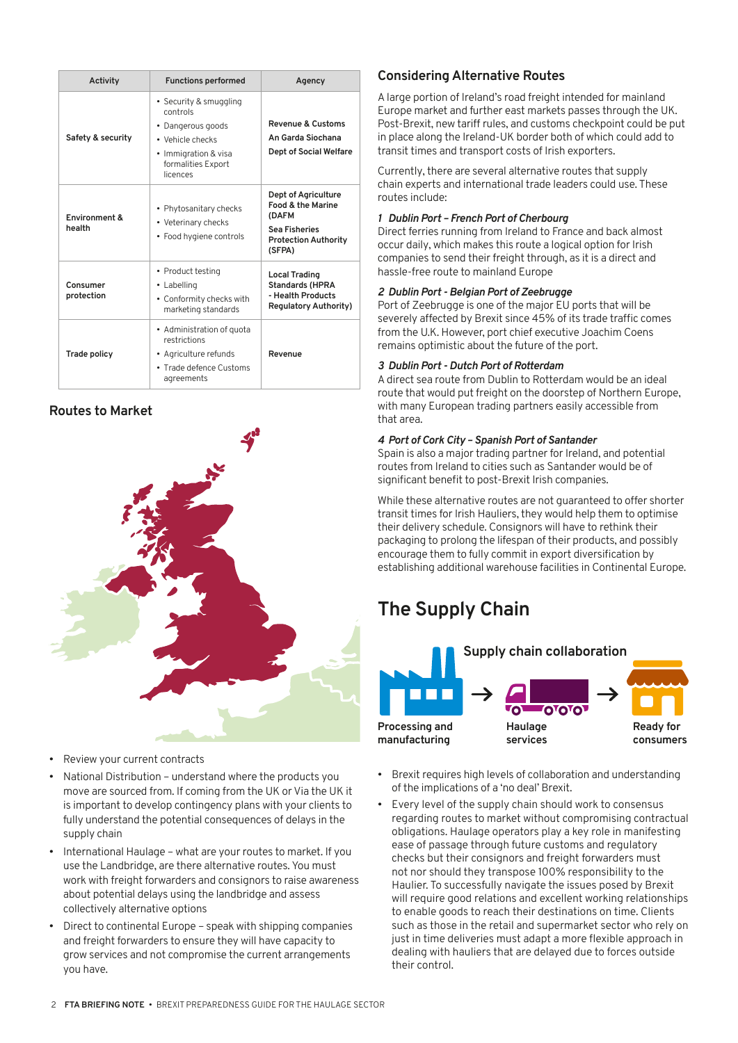| Activity | Functions performed | Agency |
|---|---|---|
| Safety & security | • Security & smuggling controls<br>• Dangerous goods<br>• Vehicle checks<br>• Immigration & visa formalities Export licences | Revenue & Customs<br>An Garda Siochana<br>Dept of Social Welfare |
| Environment & health | • Phytosanitary checks<br>• Veterinary checks<br>• Food hygiene controls | Dept of Agriculture Food & the Marine (DAFM<br>Sea Fisheries Protection Authority (SFPA) |
| Consumer protection | • Product testing<br>• Labelling<br>• Conformity checks with marketing standards | Local Trading Standards (HPRA - Health Products Regulatory Authority) |
| Trade policy | • Administration of quota restrictions<br>• Agriculture refunds<br>• Trade defence Customs agreements | Revenue |

## Routes to Market

- Review your current contracts
- National Distribution – understand where the products you move are sourced from. If coming from the UK or Via the UK it is important to develop contingency plans with your clients to fully understand the potential consequences of delays in the supply chain
- International Haulage – what are your routes to market. If you use the Landbridge, are there alternative routes. You must work with freight forwarders and consignors to raise awareness about potential delays using the landbridge and assess collectively alternative options
- Direct to continental Europe – speak with shipping companies and freight forwarders to ensure they will have capacity to grow services and not compromise the current arrangements you have.

## Considering Alternative Routes

A large portion of Ireland's road freight intended for mainland Europe market and further east markets passes through the UK. Post-Brexit, new tariff rules, and customs checkpoint could be put in place along the Ireland-UK border both of which could add to transit times and transport costs of Irish exporters.

Currently, there are several alternative routes that supply chain experts and international trade leaders could use. These routes include:

*1 Dublin Port – French Port of Cherbourg*
Direct ferries running from Ireland to France and back almost occur daily, which makes this route a logical option for Irish companies to send their freight through, as it is a direct and hassle-free route to mainland Europe

*2 Dublin Port - Belgian Port of Zeebrugge*
Port of Zeebrugge is one of the major EU ports that will be severely affected by Brexit since 45% of its trade traffic comes from the U.K. However, port chief executive Joachim Coens remains optimistic about the future of the port.

*3 Dublin Port - Dutch Port of Rotterdam*
A direct sea route from Dublin to Rotterdam would be an ideal route that would put freight on the doorstep of Northern Europe, with many European trading partners easily accessible from that area.

*4 Port of Cork City – Spanish Port of Santander*
Spain is also a major trading partner for Ireland, and potential routes from Ireland to cities such as Santander would be of significant benefit to post-Brexit Irish companies.

While these alternative routes are not guaranteed to offer shorter transit times for Irish Hauliers, they would help them to optimise their delivery schedule. Consignors will have to rethink their packaging to prolong the lifespan of their products, and possibly encourage them to fully commit in export diversification by establishing additional warehouse facilities in Continental Europe.

# The Supply Chain

Supply chain collaboration

Processing and manufacturing → Haulage services → Ready for consumers

- Brexit requires high levels of collaboration and understanding of the implications of a 'no deal' Brexit.
- Every level of the supply chain should work to consensus regarding routes to market without compromising contractual obligations. Haulage operators play a key role in manifesting ease of passage through future customs and regulatory checks but their consignors and freight forwarders must not nor should they transpose 100% responsibility to the Haulier. To successfully navigate the issues posed by Brexit will require good relations and excellent working relationships to enable goods to reach their destinations on time. Clients such as those in the retail and supermarket sector who rely on just in time deliveries must adapt a more flexible approach in dealing with hauliers that are delayed due to forces outside their control.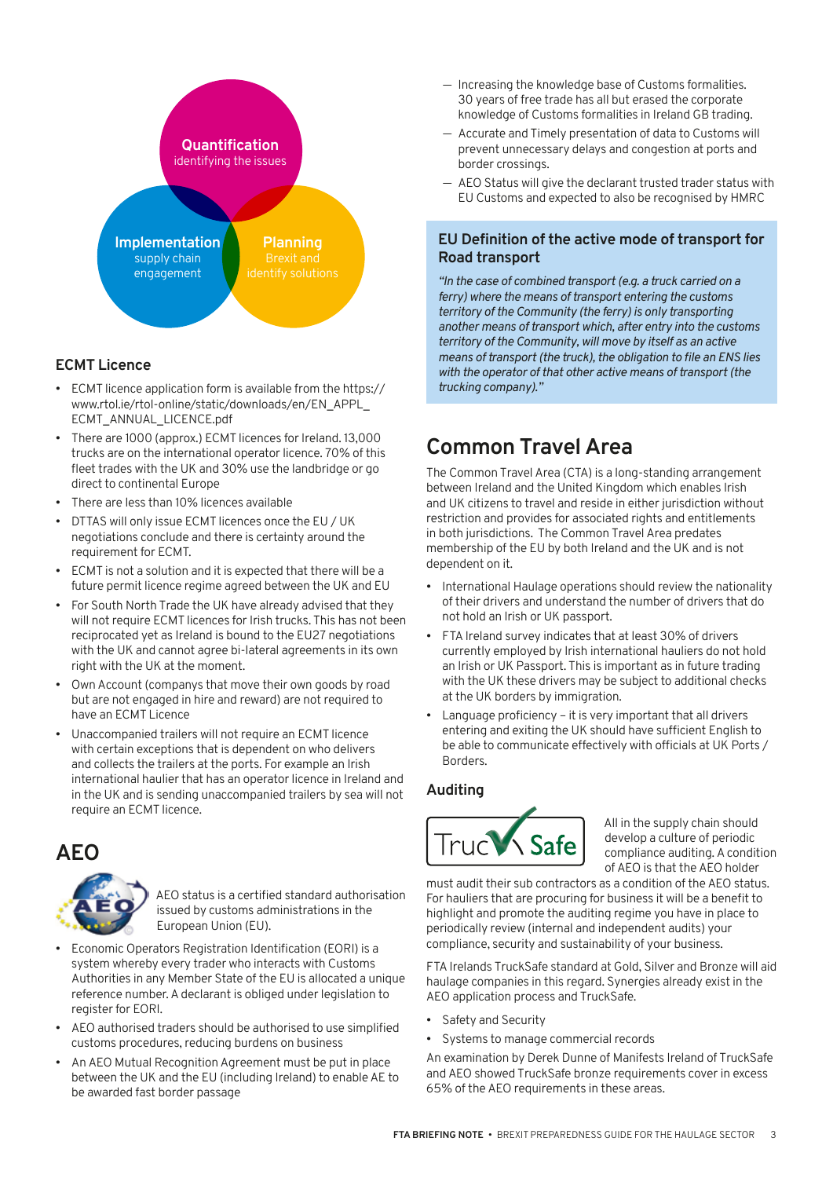**Quantification**
identifying the issues

**Implementation**
supply chain engagement

**Planning**
Brexit and identify solutions

### ECMT Licence

- ECMT licence application form is available from the https://www.rtol.ie/rtol-online/static/downloads/en/EN_APPL_ECMT_ANNUAL_LICENCE.pdf
- There are 1000 (approx.) ECMT licences for Ireland. 13,000 trucks are on the international operator licence. 70% of this fleet trades with the UK and 30% use the landbridge or go direct to continental Europe
- There are less than 10% licences available
- DTTAS will only issue ECMT licences once the EU / UK negotiations conclude and there is certainty around the requirement for ECMT.
- ECMT is not a solution and it is expected that there will be a future permit licence regime agreed between the UK and EU
- For South North Trade the UK have already advised that they will not require ECMT licences for Irish trucks. This has not been reciprocated yet as Ireland is bound to the EU27 negotiations with the UK and cannot agree bi-lateral agreements in its own right with the UK at the moment.
- Own Account (companys that move their own goods by road but are not engaged in hire and reward) are not required to have an ECMT Licence
- Unaccompanied trailers will not require an ECMT licence with certain exceptions that is dependent on who delivers and collects the trailers at the ports. For example an Irish international haulier that has an operator licence in Ireland and in the UK and is sending unaccompanied trailers by sea will not require an ECMT licence.

## AEO

AEO status is a certified standard authorisation issued by customs administrations in the European Union (EU).

- Economic Operators Registration Identification (EORI) is a system whereby every trader who interacts with Customs Authorities in any Member State of the EU is allocated a unique reference number. A declarant is obliged under legislation to register for EORI.
- AEO authorised traders should be authorised to use simplified customs procedures, reducing burdens on business
- An AEO Mutual Recognition Agreement must be put in place between the UK and the EU (including Ireland) to enable AE to be awarded fast border passage
  - Increasing the knowledge base of Customs formalities. 30 years of free trade has all but erased the corporate knowledge of Customs formalities in Ireland GB trading.
  - Accurate and Timely presentation of data to Customs will prevent unnecessary delays and congestion at ports and border crossings.
  - AEO Status will give the declarant trusted trader status with EU Customs and expected to also be recognised by HMRC

### EU Definition of the active mode of transport for Road transport

*"In the case of combined transport (e.g. a truck carried on a ferry) where the means of transport entering the customs territory of the Community (the ferry) is only transporting another means of transport which, after entry into the customs territory of the Community, will move by itself as an active means of transport (the truck), the obligation to file an ENS lies with the operator of that other active means of transport (the trucking company)."*

## Common Travel Area

The Common Travel Area (CTA) is a long-standing arrangement between Ireland and the United Kingdom which enables Irish and UK citizens to travel and reside in either jurisdiction without restriction and provides for associated rights and entitlements in both jurisdictions. The Common Travel Area predates membership of the EU by both Ireland and the UK and is not dependent on it.

- International Haulage operations should review the nationality of their drivers and understand the number of drivers that do not hold an Irish or UK passport.
- FTA Ireland survey indicates that at least 30% of drivers currently employed by Irish international hauliers do not hold an Irish or UK Passport. This is important as in future trading with the UK these drivers may be subject to additional checks at the UK borders by immigration.
- Language proficiency – it is very important that all drivers entering and exiting the UK should have sufficient English to be able to communicate effectively with officials at UK Ports / Borders.

### Auditing

All in the supply chain should develop a culture of periodic compliance auditing. A condition of AEO is that the AEO holder must audit their sub contractors as a condition of the AEO status. For hauliers that are procuring for business it will be a benefit to highlight and promote the auditing regime you have in place to periodically review (internal and independent audits) your compliance, security and sustainability of your business.

FTA Irelands TruckSafe standard at Gold, Silver and Bronze will aid haulage companies in this regard. Synergies already exist in the AEO application process and TruckSafe.

- Safety and Security
- Systems to manage commercial records

An examination by Derek Dunne of Manifests Ireland of TruckSafe and AEO showed TruckSafe bronze requirements cover in excess 65% of the AEO requirements in these areas.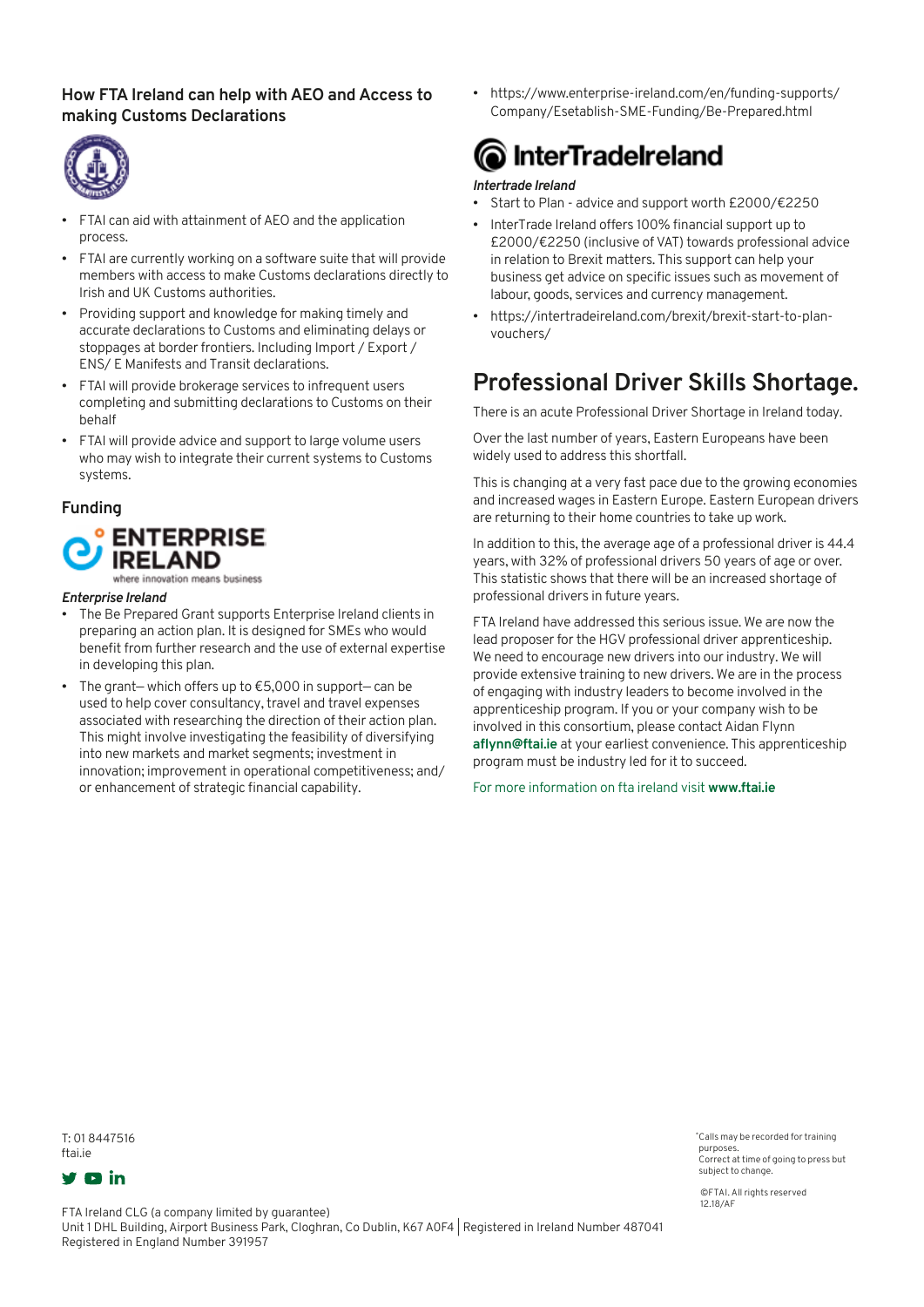## How FTA Ireland can help with AEO and Access to making Customs Declarations

- FTAI can aid with attainment of AEO and the application process.
- FTAI are currently working on a software suite that will provide members with access to make Customs declarations directly to Irish and UK Customs authorities.
- Providing support and knowledge for making timely and accurate declarations to Customs and eliminating delays or stoppages at border frontiers. Including Import / Export / ENS/ E Manifests and Transit declarations.
- FTAI will provide brokerage services to infrequent users completing and submitting declarations to Customs on their behalf
- FTAI will provide advice and support to large volume users who may wish to integrate their current systems to Customs systems.

## Funding

ENTERPRISE IRELAND
where innovation means business

***Enterprise Ireland***

- The Be Prepared Grant supports Enterprise Ireland clients in preparing an action plan. It is designed for SMEs who would benefit from further research and the use of external expertise in developing this plan.
- The grant— which offers up to €5,000 in support— can be used to help cover consultancy, travel and travel expenses associated with researching the direction of their action plan. This might involve investigating the feasibility of diversifying into new markets and market segments; investment in innovation; improvement in operational competitiveness; and/or enhancement of strategic financial capability.
- https://www.enterprise-ireland.com/en/funding-supports/Company/Esetablish-SME-Funding/Be-Prepared.html

InterTradeIreland

***Intertrade Ireland***

- Start to Plan - advice and support worth £2000/€2250
- InterTrade Ireland offers 100% financial support up to £2000/€2250 (inclusive of VAT) towards professional advice in relation to Brexit matters. This support can help your business get advice on specific issues such as movement of labour, goods, services and currency management.
- https://intertradeireland.com/brexit/brexit-start-to-plan-vouchers/

# Professional Driver Skills Shortage.

There is an acute Professional Driver Shortage in Ireland today.

Over the last number of years, Eastern Europeans have been widely used to address this shortfall.

This is changing at a very fast pace due to the growing economies and increased wages in Eastern Europe. Eastern European drivers are returning to their home countries to take up work.

In addition to this, the average age of a professional driver is 44.4 years, with 32% of professional drivers 50 years of age or over. This statistic shows that there will be an increased shortage of professional drivers in future years.

FTA Ireland have addressed this serious issue. We are now the lead proposer for the HGV professional driver apprenticeship. We need to encourage new drivers into our industry. We will provide extensive training to new drivers. We are in the process of engaging with industry leaders to become involved in the apprenticeship program. If you or your company wish to be involved in this consortium, please contact Aidan Flynn **aflynn@ftai.ie** at your earliest convenience. This apprenticeship program must be industry led for it to succeed.

For more information on fta ireland visit **www.ftai.ie**

T: 01 8447516
ftai.ie

FTA Ireland CLG (a company limited by guarantee)
Unit 1 DHL Building, Airport Business Park, Cloghran, Co Dublin, K67 A0F4 | Registered in Ireland Number 487041
Registered in England Number 391957

*Calls may be recorded for training purposes.
Correct at time of going to press but subject to change.

©FTAI. All rights reserved
12.18/AF